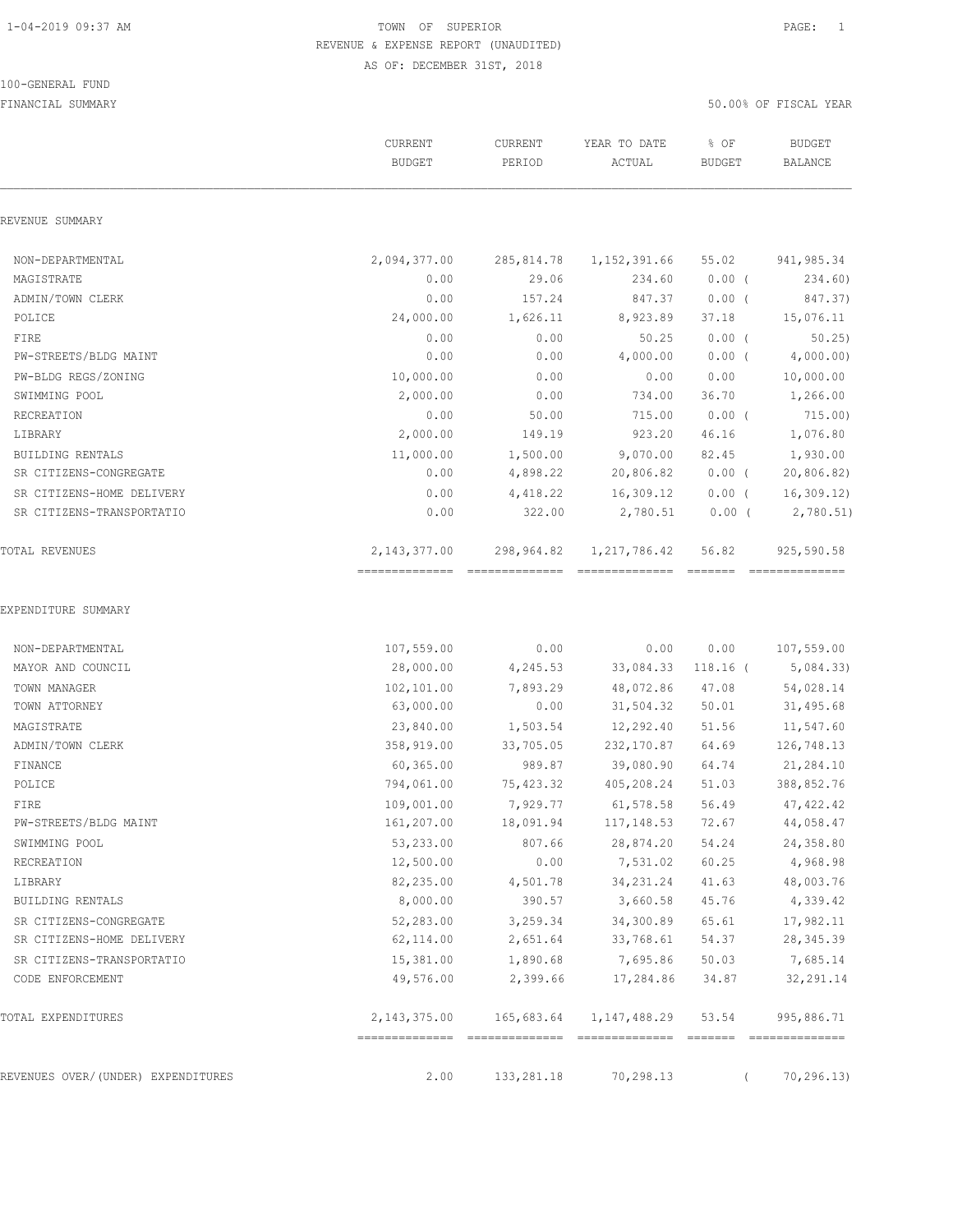# TOWN OF SUPERIOR

## REVENUE & EXPENSE REPORT (UNAUDITED)

AS OF: DECEMBER 31ST, 2018

100-GENERAL FUND

FINANCIAL SUMMARY

50.00% OF FISCAL YEAR

| | CURRENT BUDGET | CURRENT PERIOD | YEAR TO DATE ACTUAL | % OF BUDGET | BUDGET BALANCE |
|---|---|---|---|---|---|
| **REVENUE SUMMARY** | | | | | |
| NON-DEPARTMENTAL | 2,094,377.00 | 285,814.78 | 1,152,391.66 | 55.02 | 941,985.34 |
| MAGISTRATE | 0.00 | 29.06 | 234.60 | 0.00 | ( 234.60) |
| ADMIN/TOWN CLERK | 0.00 | 157.24 | 847.37 | 0.00 | ( 847.37) |
| POLICE | 24,000.00 | 1,626.11 | 8,923.89 | 37.18 | 15,076.11 |
| FIRE | 0.00 | 0.00 | 50.25 | 0.00 | ( 50.25) |
| PW-STREETS/BLDG MAINT | 0.00 | 0.00 | 4,000.00 | 0.00 | ( 4,000.00) |
| PW-BLDG REGS/ZONING | 10,000.00 | 0.00 | 0.00 | 0.00 | 10,000.00 |
| SWIMMING POOL | 2,000.00 | 0.00 | 734.00 | 36.70 | 1,266.00 |
| RECREATION | 0.00 | 50.00 | 715.00 | 0.00 | ( 715.00) |
| LIBRARY | 2,000.00 | 149.19 | 923.20 | 46.16 | 1,076.80 |
| BUILDING RENTALS | 11,000.00 | 1,500.00 | 9,070.00 | 82.45 | 1,930.00 |
| SR CITIZENS-CONGREGATE | 0.00 | 4,898.22 | 20,806.82 | 0.00 | ( 20,806.82) |
| SR CITIZENS-HOME DELIVERY | 0.00 | 4,418.22 | 16,309.12 | 0.00 | ( 16,309.12) |
| SR CITIZENS-TRANSPORTATIO | 0.00 | 322.00 | 2,780.51 | 0.00 | ( 2,780.51) |
| TOTAL REVENUES | 2,143,377.00 | 298,964.82 | 1,217,786.42 | 56.82 | 925,590.58 |
| **EXPENDITURE SUMMARY** | | | | | |
| NON-DEPARTMENTAL | 107,559.00 | 0.00 | 0.00 | 0.00 | 107,559.00 |
| MAYOR AND COUNCIL | 28,000.00 | 4,245.53 | 33,084.33 | 118.16 | ( 5,084.33) |
| TOWN MANAGER | 102,101.00 | 7,893.29 | 48,072.86 | 47.08 | 54,028.14 |
| TOWN ATTORNEY | 63,000.00 | 0.00 | 31,504.32 | 50.01 | 31,495.68 |
| MAGISTRATE | 23,840.00 | 1,503.54 | 12,292.40 | 51.56 | 11,547.60 |
| ADMIN/TOWN CLERK | 358,919.00 | 33,705.05 | 232,170.87 | 64.69 | 126,748.13 |
| FINANCE | 60,365.00 | 989.87 | 39,080.90 | 64.74 | 21,284.10 |
| POLICE | 794,061.00 | 75,423.32 | 405,208.24 | 51.03 | 388,852.76 |
| FIRE | 109,001.00 | 7,929.77 | 61,578.58 | 56.49 | 47,422.42 |
| PW-STREETS/BLDG MAINT | 161,207.00 | 18,091.94 | 117,148.53 | 72.67 | 44,058.47 |
| SWIMMING POOL | 53,233.00 | 807.66 | 28,874.20 | 54.24 | 24,358.80 |
| RECREATION | 12,500.00 | 0.00 | 7,531.02 | 60.25 | 4,968.98 |
| LIBRARY | 82,235.00 | 4,501.78 | 34,231.24 | 41.63 | 48,003.76 |
| BUILDING RENTALS | 8,000.00 | 390.57 | 3,660.58 | 45.76 | 4,339.42 |
| SR CITIZENS-CONGREGATE | 52,283.00 | 3,259.34 | 34,300.89 | 65.61 | 17,982.11 |
| SR CITIZENS-HOME DELIVERY | 62,114.00 | 2,651.64 | 33,768.61 | 54.37 | 28,345.39 |
| SR CITIZENS-TRANSPORTATIO | 15,381.00 | 1,890.68 | 7,695.86 | 50.03 | 7,685.14 |
| CODE ENFORCEMENT | 49,576.00 | 2,399.66 | 17,284.86 | 34.87 | 32,291.14 |
| TOTAL EXPENDITURES | 2,143,375.00 | 165,683.64 | 1,147,488.29 | 53.54 | 995,886.71 |
| REVENUES OVER/(UNDER) EXPENDITURES | 2.00 | 133,281.18 | 70,298.13 | | ( 70,296.13) |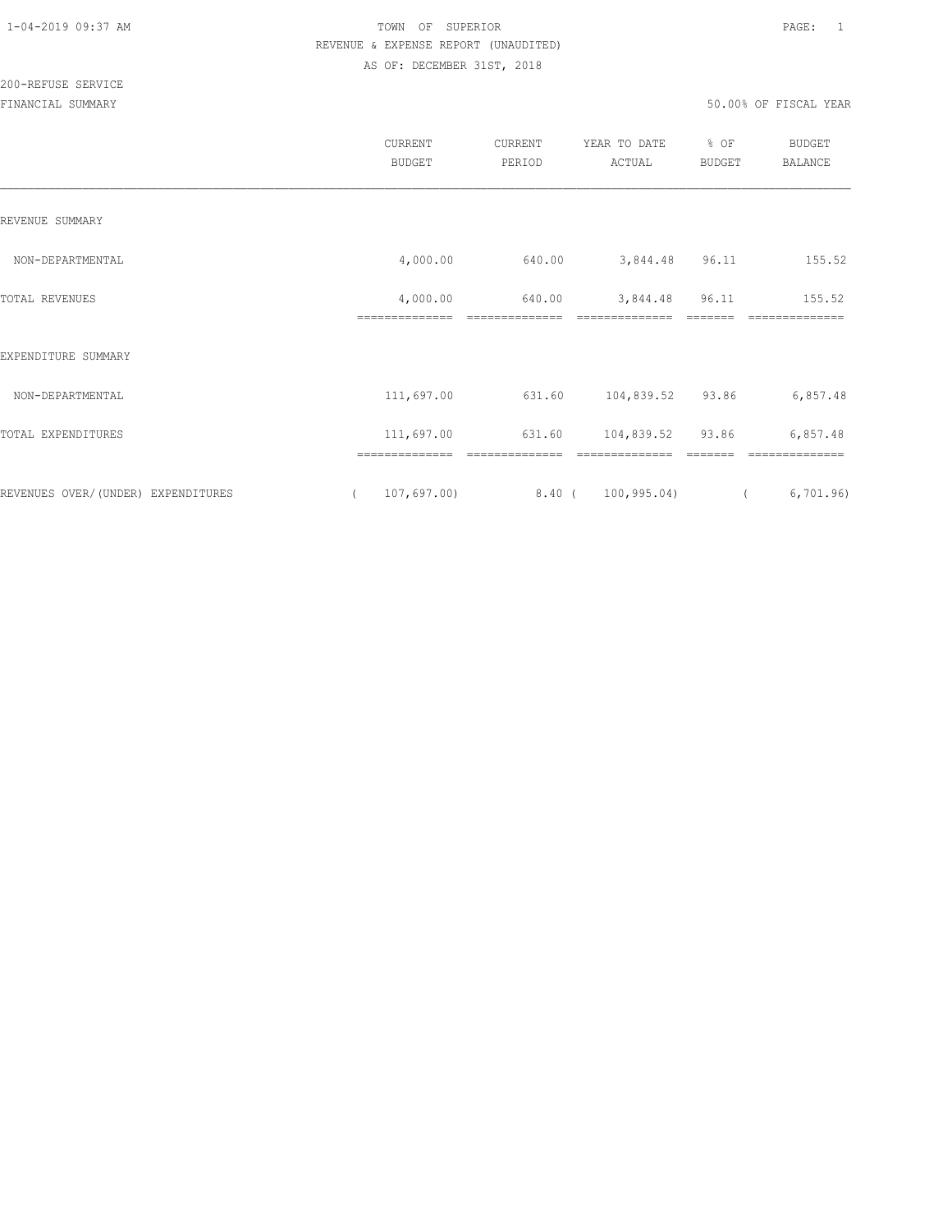TOWN OF SUPERIOR

REVENUE & EXPENSE REPORT (UNAUDITED)

AS OF: DECEMBER 31ST, 2018

200-REFUSE SERVICE

FINANCIAL SUMMARY

50.00% OF FISCAL YEAR

| | CURRENT BUDGET | CURRENT PERIOD | YEAR TO DATE ACTUAL | % OF BUDGET | BUDGET BALANCE |
|---|---|---|---|---|---|
| REVENUE SUMMARY | | | | | |
| NON-DEPARTMENTAL | 4,000.00 | 640.00 | 3,844.48 | 96.11 | 155.52 |
| TOTAL REVENUES | 4,000.00 | 640.00 | 3,844.48 | 96.11 | 155.52 |
| EXPENDITURE SUMMARY | | | | | |
| NON-DEPARTMENTAL | 111,697.00 | 631.60 | 104,839.52 | 93.86 | 6,857.48 |
| TOTAL EXPENDITURES | 111,697.00 | 631.60 | 104,839.52 | 93.86 | 6,857.48 |
| REVENUES OVER/(UNDER) EXPENDITURES | ( 107,697.00) | 8.40 | ( 100,995.04) | | ( 6,701.96) |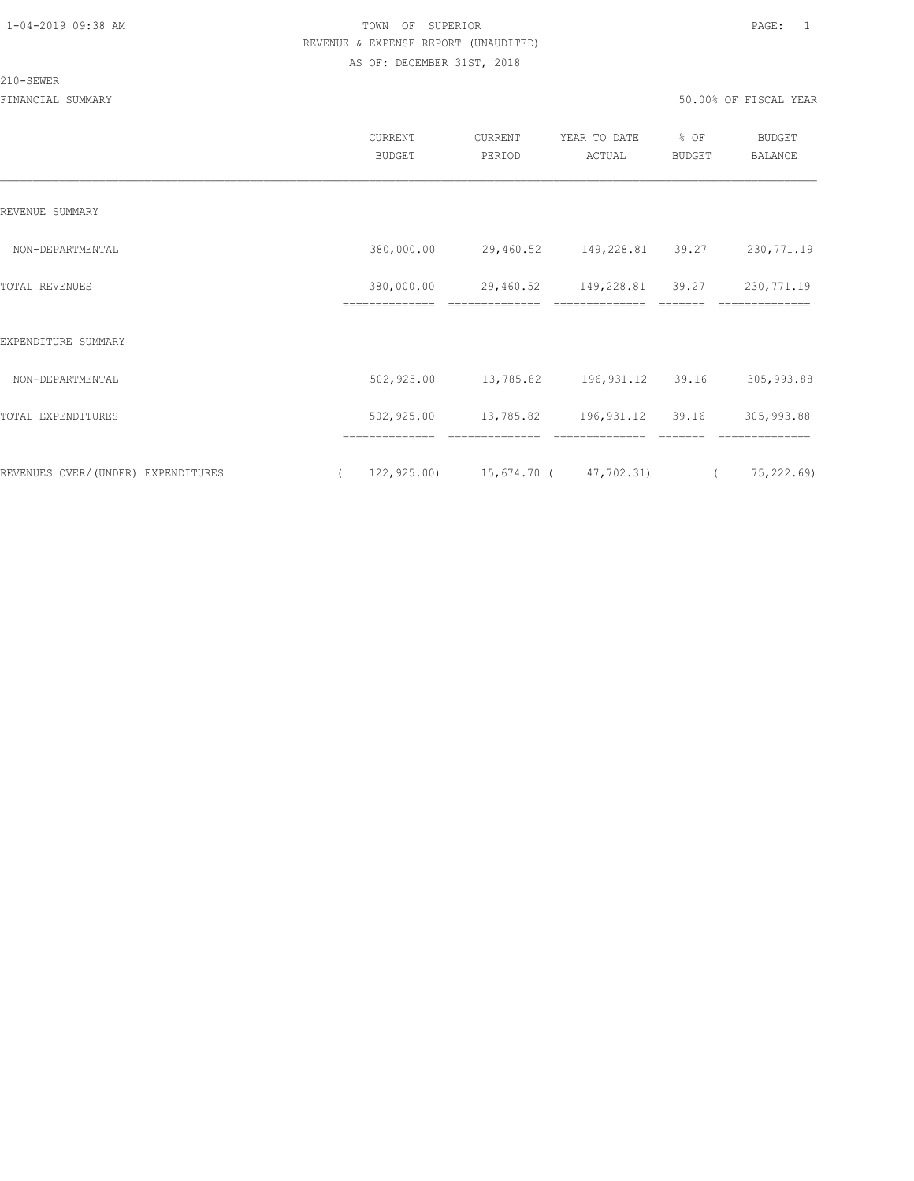1-04-2019 09:38 AM

TOWN OF SUPERIOR
REVENUE & EXPENSE REPORT (UNAUDITED)
AS OF: DECEMBER 31ST, 2018

210-SEWER

FINANCIAL SUMMARY

50.00% OF FISCAL YEAR

| | CURRENT BUDGET | CURRENT PERIOD | YEAR TO DATE ACTUAL | % OF BUDGET | BUDGET BALANCE |
|---|---|---|---|---|---|
| REVENUE SUMMARY | | | | | |
| NON-DEPARTMENTAL | 380,000.00 | 29,460.52 | 149,228.81 | 39.27 | 230,771.19 |
| TOTAL REVENUES | 380,000.00 | 29,460.52 | 149,228.81 | 39.27 | 230,771.19 |
| EXPENDITURE SUMMARY | | | | | |
| NON-DEPARTMENTAL | 502,925.00 | 13,785.82 | 196,931.12 | 39.16 | 305,993.88 |
| TOTAL EXPENDITURES | 502,925.00 | 13,785.82 | 196,931.12 | 39.16 | 305,993.88 |
| REVENUES OVER/(UNDER) EXPENDITURES | ( 122,925.00) | 15,674.70 | ( 47,702.31) | | ( 75,222.69) |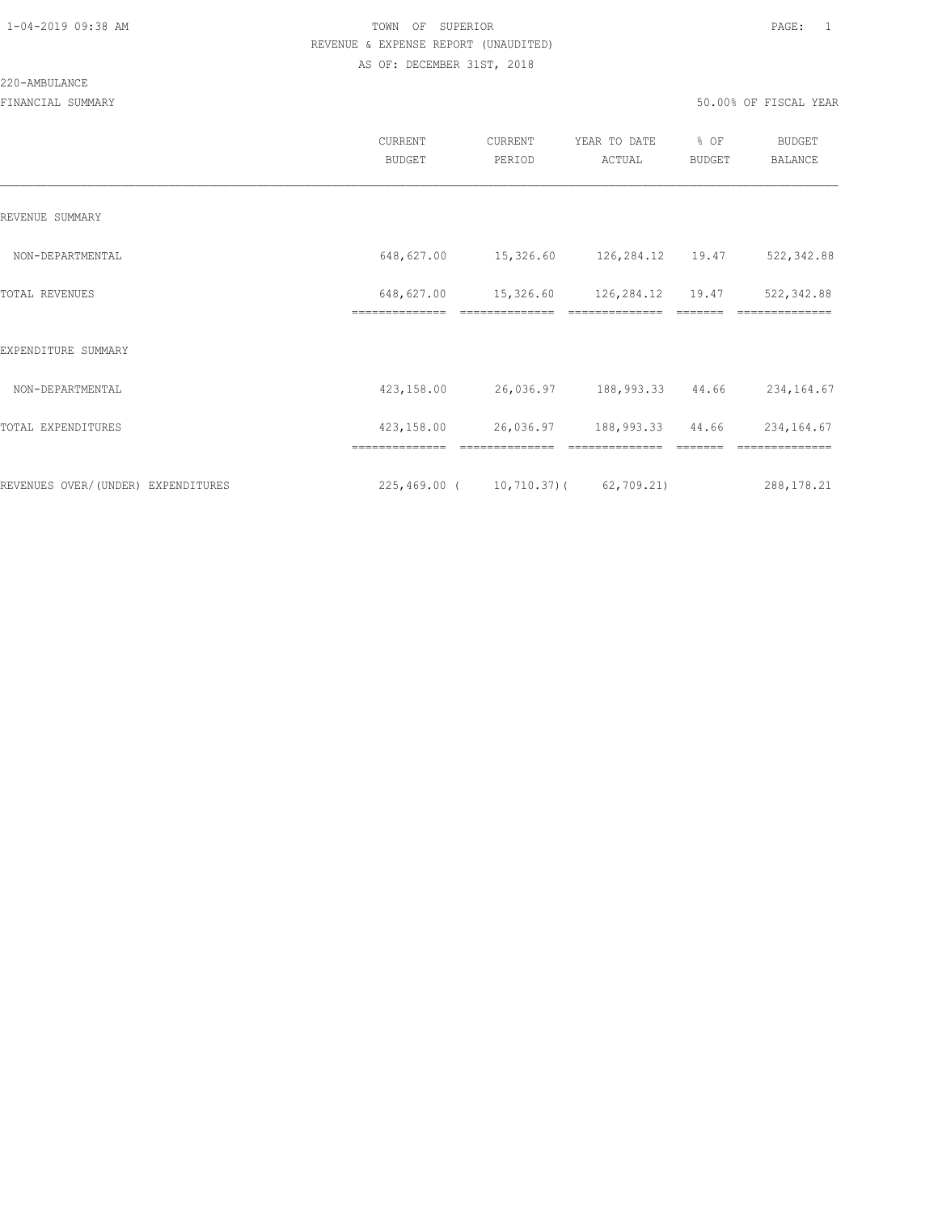TOWN OF SUPERIOR
REVENUE & EXPENSE REPORT (UNAUDITED)
AS OF: DECEMBER 31ST, 2018

220-AMBULANCE

FINANCIAL SUMMARY

50.00% OF FISCAL YEAR

| | CURRENT BUDGET | CURRENT PERIOD | YEAR TO DATE ACTUAL | % OF BUDGET | BUDGET BALANCE |
|---|---|---|---|---|---|
| REVENUE SUMMARY | | | | | |
| NON-DEPARTMENTAL | 648,627.00 | 15,326.60 | 126,284.12 | 19.47 | 522,342.88 |
| TOTAL REVENUES | 648,627.00 | 15,326.60 | 126,284.12 | 19.47 | 522,342.88 |
| EXPENDITURE SUMMARY | | | | | |
| NON-DEPARTMENTAL | 423,158.00 | 26,036.97 | 188,993.33 | 44.66 | 234,164.67 |
| TOTAL EXPENDITURES | 423,158.00 | 26,036.97 | 188,993.33 | 44.66 | 234,164.67 |
| REVENUES OVER/(UNDER) EXPENDITURES | 225,469.00 | ( 10,710.37) | ( 62,709.21) | | 288,178.21 |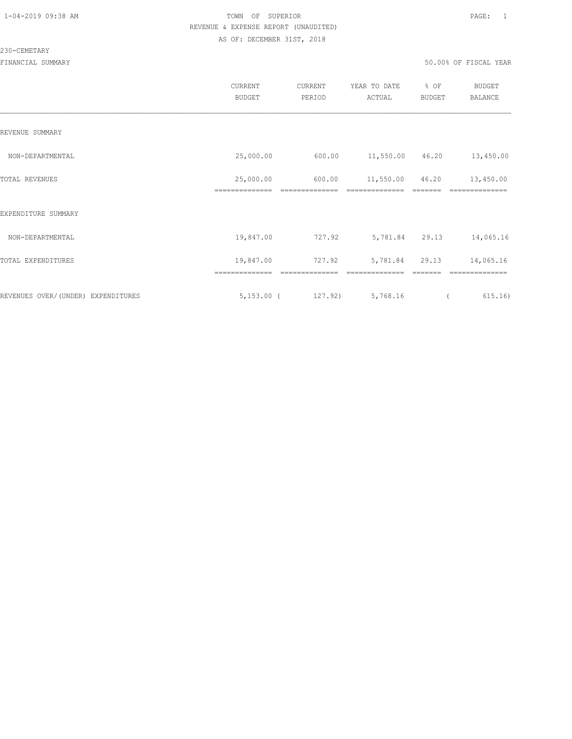TOWN OF SUPERIOR

REVENUE & EXPENSE REPORT (UNAUDITED)

AS OF: DECEMBER 31ST, 2018

230-CEMETARY

FINANCIAL SUMMARY

50.00% OF FISCAL YEAR

| | CURRENT BUDGET | CURRENT PERIOD | YEAR TO DATE ACTUAL | % OF BUDGET | BUDGET BALANCE |
|---|---|---|---|---|---|
| REVENUE SUMMARY | | | | | |
| NON-DEPARTMENTAL | 25,000.00 | 600.00 | 11,550.00 | 46.20 | 13,450.00 |
| TOTAL REVENUES | 25,000.00 | 600.00 | 11,550.00 | 46.20 | 13,450.00 |
| EXPENDITURE SUMMARY | | | | | |
| NON-DEPARTMENTAL | 19,847.00 | 727.92 | 5,781.84 | 29.13 | 14,065.16 |
| TOTAL EXPENDITURES | 19,847.00 | 727.92 | 5,781.84 | 29.13 | 14,065.16 |
| REVENUES OVER/(UNDER) EXPENDITURES | 5,153.00 | ( 127.92) | 5,768.16 | | ( 615.16) |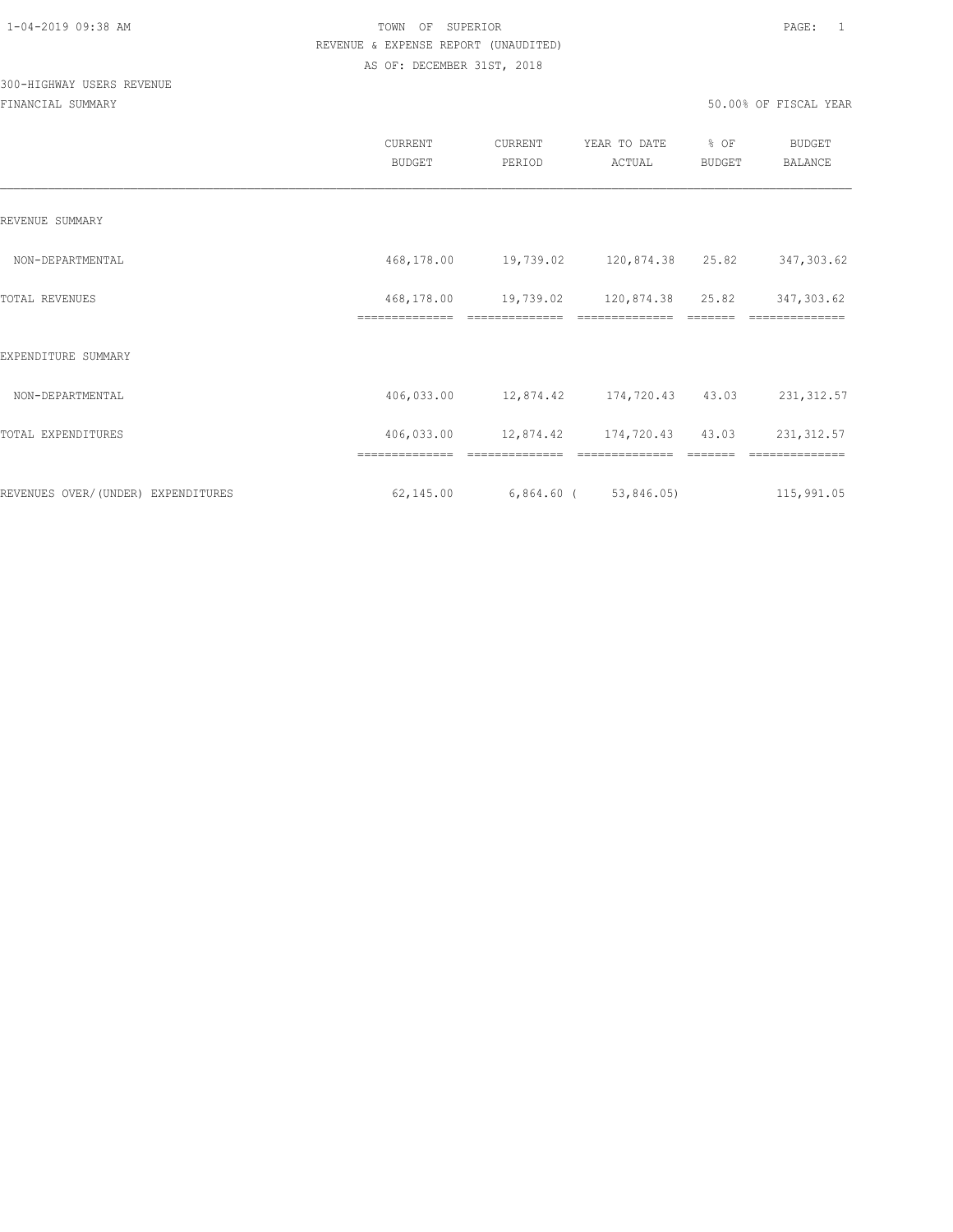1-04-2019 09:38 AM TOWN OF SUPERIOR

REVENUE & EXPENSE REPORT (UNAUDITED)

AS OF: DECEMBER 31ST, 2018

300-HIGHWAY USERS REVENUE

FINANCIAL SUMMARY 50.00% OF FISCAL YEAR

| | CURRENT BUDGET | CURRENT PERIOD | YEAR TO DATE ACTUAL | % OF BUDGET | BUDGET BALANCE |
|---|---|---|---|---|---|
| REVENUE SUMMARY | | | | | |
| NON-DEPARTMENTAL | 468,178.00 | 19,739.02 | 120,874.38 | 25.82 | 347,303.62 |
| TOTAL REVENUES | 468,178.00 | 19,739.02 | 120,874.38 | 25.82 | 347,303.62 |
| EXPENDITURE SUMMARY | | | | | |
| NON-DEPARTMENTAL | 406,033.00 | 12,874.42 | 174,720.43 | 43.03 | 231,312.57 |
| TOTAL EXPENDITURES | 406,033.00 | 12,874.42 | 174,720.43 | 43.03 | 231,312.57 |
| REVENUES OVER/(UNDER) EXPENDITURES | 62,145.00 | 6,864.60 | ( 53,846.05) | | 115,991.05 |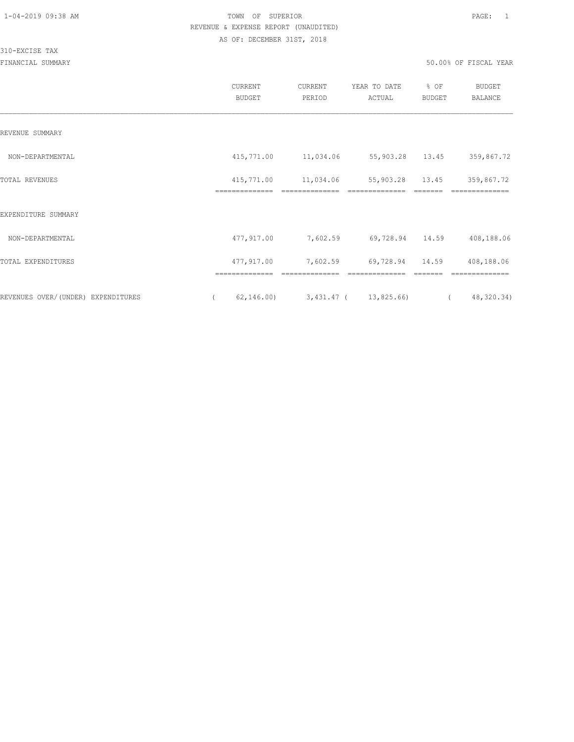TOWN OF SUPERIOR
REVENUE & EXPENSE REPORT (UNAUDITED)
AS OF: DECEMBER 31ST, 2018

310-EXCISE TAX

FINANCIAL SUMMARY

50.00% OF FISCAL YEAR

| | CURRENT BUDGET | CURRENT PERIOD | YEAR TO DATE ACTUAL | % OF BUDGET | BUDGET BALANCE |
|---|---|---|---|---|---|
| REVENUE SUMMARY | | | | | |
| NON-DEPARTMENTAL | 415,771.00 | 11,034.06 | 55,903.28 | 13.45 | 359,867.72 |
| TOTAL REVENUES | 415,771.00 | 11,034.06 | 55,903.28 | 13.45 | 359,867.72 |
| EXPENDITURE SUMMARY | | | | | |
| NON-DEPARTMENTAL | 477,917.00 | 7,602.59 | 69,728.94 | 14.59 | 408,188.06 |
| TOTAL EXPENDITURES | 477,917.00 | 7,602.59 | 69,728.94 | 14.59 | 408,188.06 |
| REVENUES OVER/(UNDER) EXPENDITURES | ( 62,146.00) | 3,431.47 | ( 13,825.66) | | ( 48,320.34) |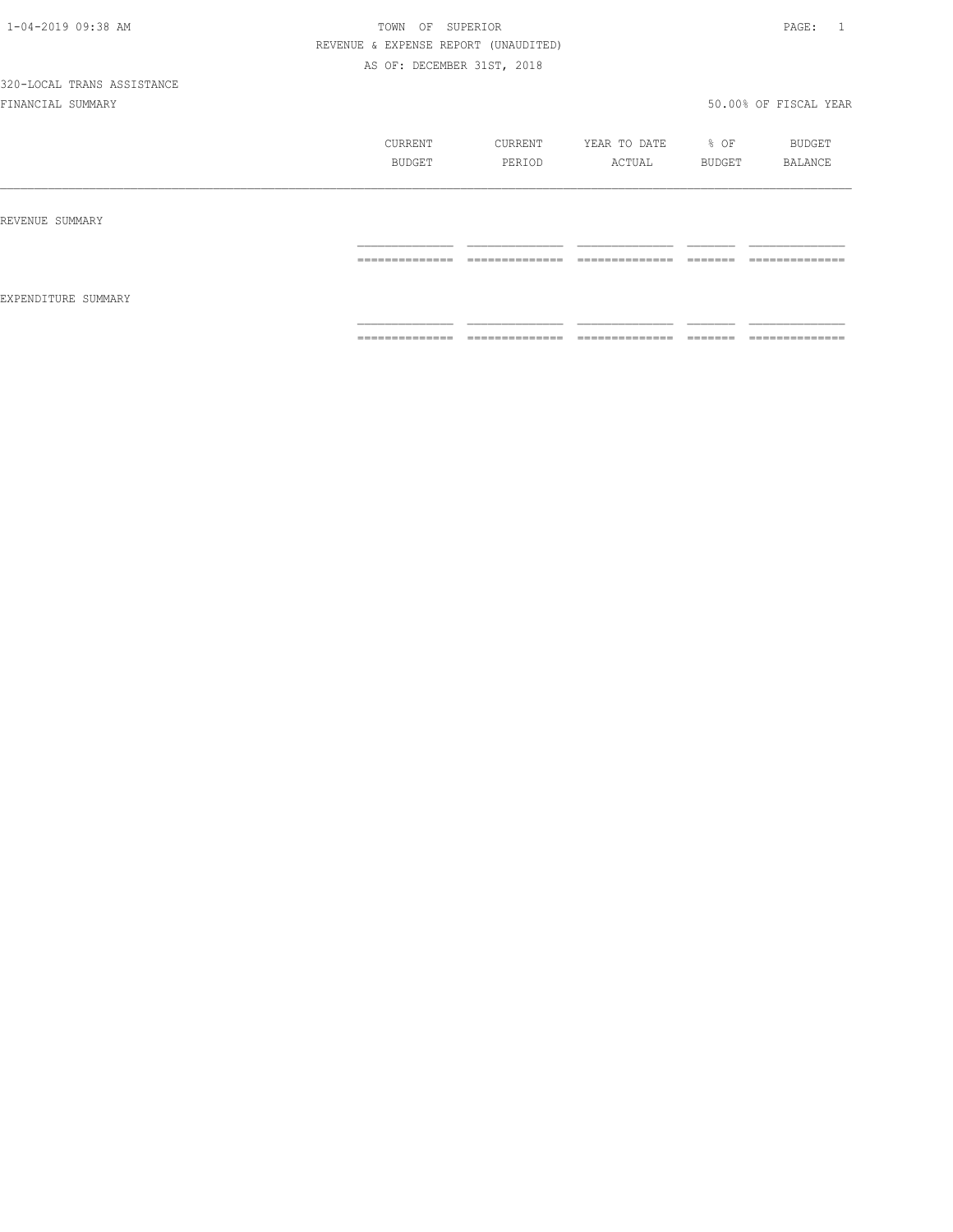TOWN OF SUPERIOR

REVENUE & EXPENSE REPORT (UNAUDITED)

AS OF: DECEMBER 31ST, 2018

320-LOCAL TRANS ASSISTANCE

FINANCIAL SUMMARY 50.00% OF FISCAL YEAR

| | CURRENT BUDGET | CURRENT PERIOD | YEAR TO DATE ACTUAL | % OF BUDGET | BUDGET BALANCE |
|---|---|---|---|---|---|
| REVENUE SUMMARY | | | | | |
| EXPENDITURE SUMMARY | | | | | |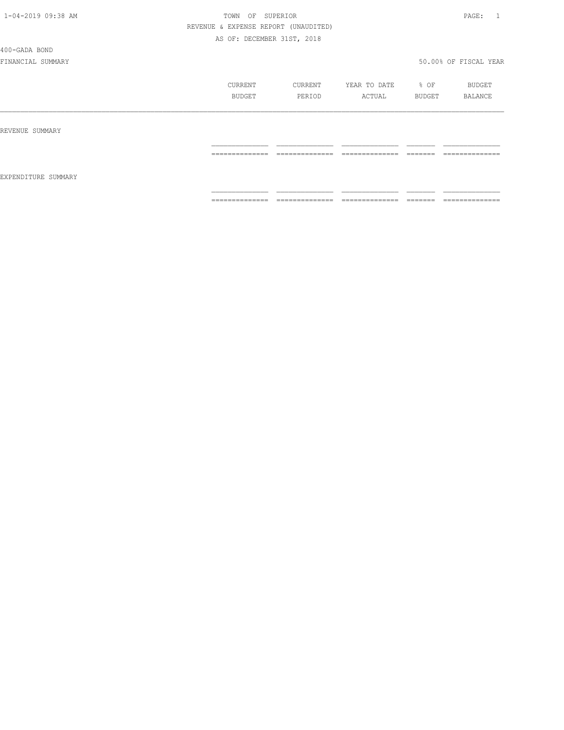# TOWN OF SUPERIOR

## REVENUE & EXPENSE REPORT (UNAUDITED)

AS OF: DECEMBER 31ST, 2018

400-GADA BOND

FINANCIAL SUMMARY — 50.00% OF FISCAL YEAR

| | CURRENT BUDGET | CURRENT PERIOD | YEAR TO DATE ACTUAL | % OF BUDGET | BUDGET BALANCE |
|---|---|---|---|---|---|
| REVENUE SUMMARY | | | | | |
| EXPENDITURE SUMMARY | | | | | |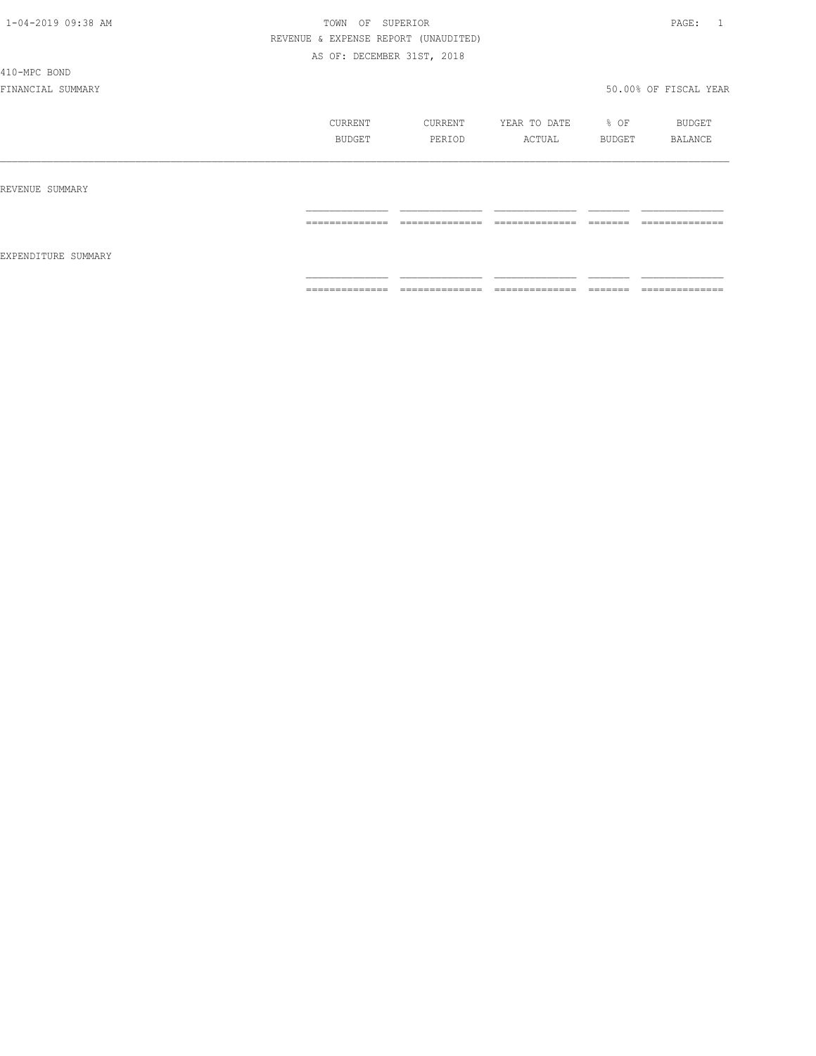TOWN OF SUPERIOR

REVENUE & EXPENSE REPORT (UNAUDITED)

AS OF: DECEMBER 31ST, 2018

410-MPC BOND

FINANCIAL SUMMARY

50.00% OF FISCAL YEAR

| | CURRENT BUDGET | CURRENT PERIOD | YEAR TO DATE ACTUAL | % OF BUDGET | BUDGET BALANCE |
|---|---|---|---|---|---|
| REVENUE SUMMARY | | | | | |
| EXPENDITURE SUMMARY | | | | | |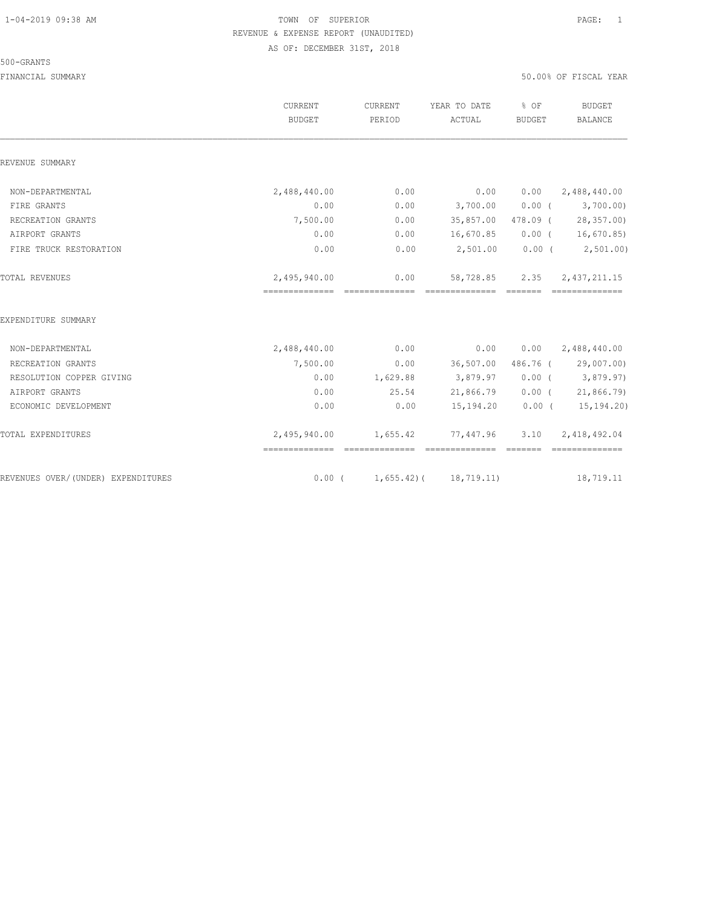TOWN OF SUPERIOR
REVENUE & EXPENSE REPORT (UNAUDITED)
AS OF: DECEMBER 31ST, 2018

500-GRANTS

FINANCIAL SUMMARY — 50.00% OF FISCAL YEAR

| | CURRENT BUDGET | CURRENT PERIOD | YEAR TO DATE ACTUAL | % OF BUDGET | BUDGET BALANCE |
|---|---|---|---|---|---|
| **REVENUE SUMMARY** | | | | | |
| NON-DEPARTMENTAL | 2,488,440.00 | 0.00 | 0.00 | 0.00 | 2,488,440.00 |
| FIRE GRANTS | 0.00 | 0.00 | 3,700.00 | 0.00 | ( 3,700.00) |
| RECREATION GRANTS | 7,500.00 | 0.00 | 35,857.00 | 478.09 | ( 28,357.00) |
| AIRPORT GRANTS | 0.00 | 0.00 | 16,670.85 | 0.00 | ( 16,670.85) |
| FIRE TRUCK RESTORATION | 0.00 | 0.00 | 2,501.00 | 0.00 | ( 2,501.00) |
| TOTAL REVENUES | 2,495,940.00 | 0.00 | 58,728.85 | 2.35 | 2,437,211.15 |
| **EXPENDITURE SUMMARY** | | | | | |
| NON-DEPARTMENTAL | 2,488,440.00 | 0.00 | 0.00 | 0.00 | 2,488,440.00 |
| RECREATION GRANTS | 7,500.00 | 0.00 | 36,507.00 | 486.76 | ( 29,007.00) |
| RESOLUTION COPPER GIVING | 0.00 | 1,629.88 | 3,879.97 | 0.00 | ( 3,879.97) |
| AIRPORT GRANTS | 0.00 | 25.54 | 21,866.79 | 0.00 | ( 21,866.79) |
| ECONOMIC DEVELOPMENT | 0.00 | 0.00 | 15,194.20 | 0.00 | ( 15,194.20) |
| TOTAL EXPENDITURES | 2,495,940.00 | 1,655.42 | 77,447.96 | 3.10 | 2,418,492.04 |
| REVENUES OVER/(UNDER) EXPENDITURES | 0.00 | ( 1,655.42) | ( 18,719.11) | | 18,719.11 |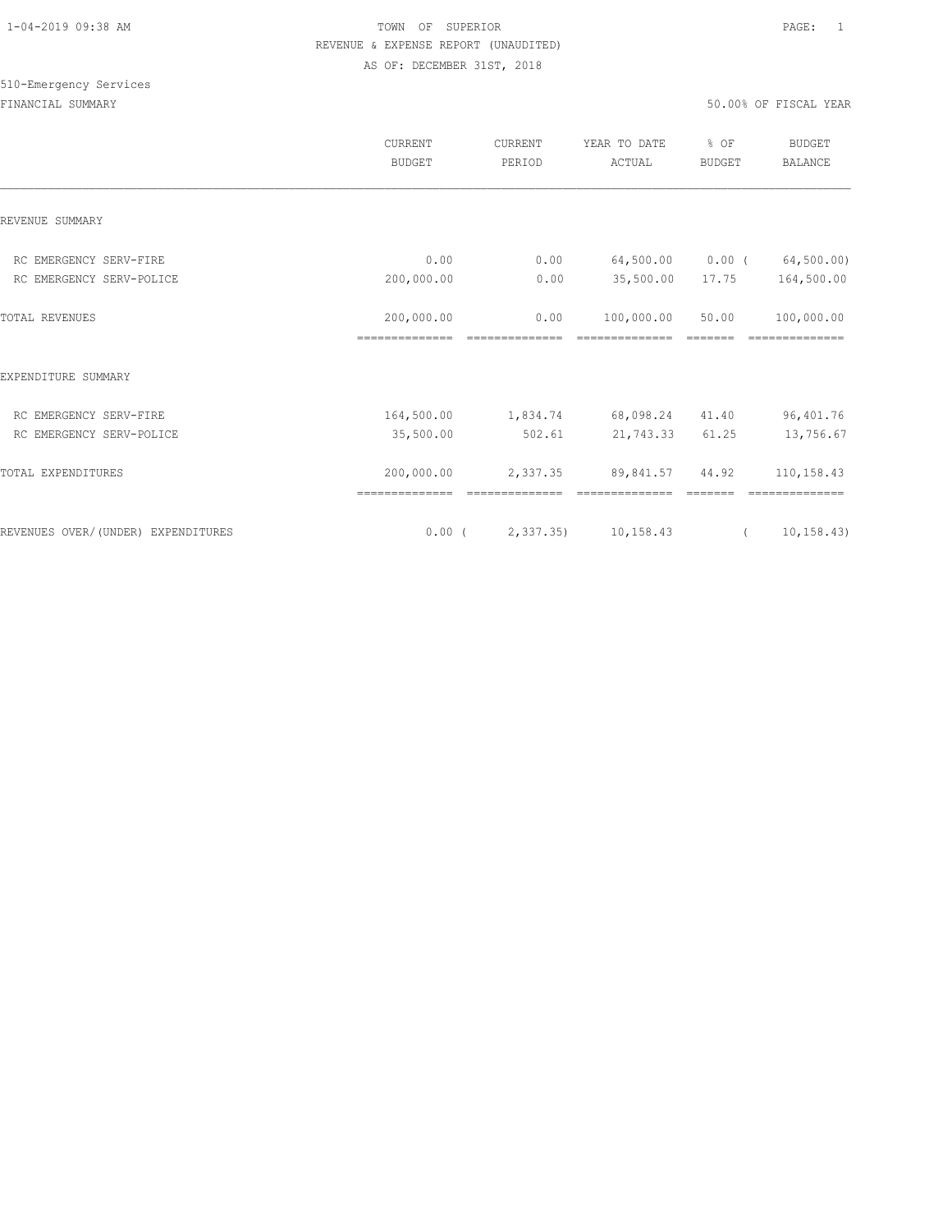TOWN OF SUPERIOR
REVENUE & EXPENSE REPORT (UNAUDITED)
AS OF: DECEMBER 31ST, 2018

510-Emergency Services

FINANCIAL SUMMARY

50.00% OF FISCAL YEAR

| | CURRENT BUDGET | CURRENT PERIOD | YEAR TO DATE ACTUAL | % OF BUDGET | BUDGET BALANCE |
|---|---|---|---|---|---|
| REVENUE SUMMARY | | | | | |
| RC EMERGENCY SERV-FIRE | 0.00 | 0.00 | 64,500.00 | 0.00 | ( 64,500.00) |
| RC EMERGENCY SERV-POLICE | 200,000.00 | 0.00 | 35,500.00 | 17.75 | 164,500.00 |
| TOTAL REVENUES | 200,000.00 | 0.00 | 100,000.00 | 50.00 | 100,000.00 |
| EXPENDITURE SUMMARY | | | | | |
| RC EMERGENCY SERV-FIRE | 164,500.00 | 1,834.74 | 68,098.24 | 41.40 | 96,401.76 |
| RC EMERGENCY SERV-POLICE | 35,500.00 | 502.61 | 21,743.33 | 61.25 | 13,756.67 |
| TOTAL EXPENDITURES | 200,000.00 | 2,337.35 | 89,841.57 | 44.92 | 110,158.43 |
| REVENUES OVER/(UNDER) EXPENDITURES | 0.00 | ( 2,337.35) | 10,158.43 | | ( 10,158.43) |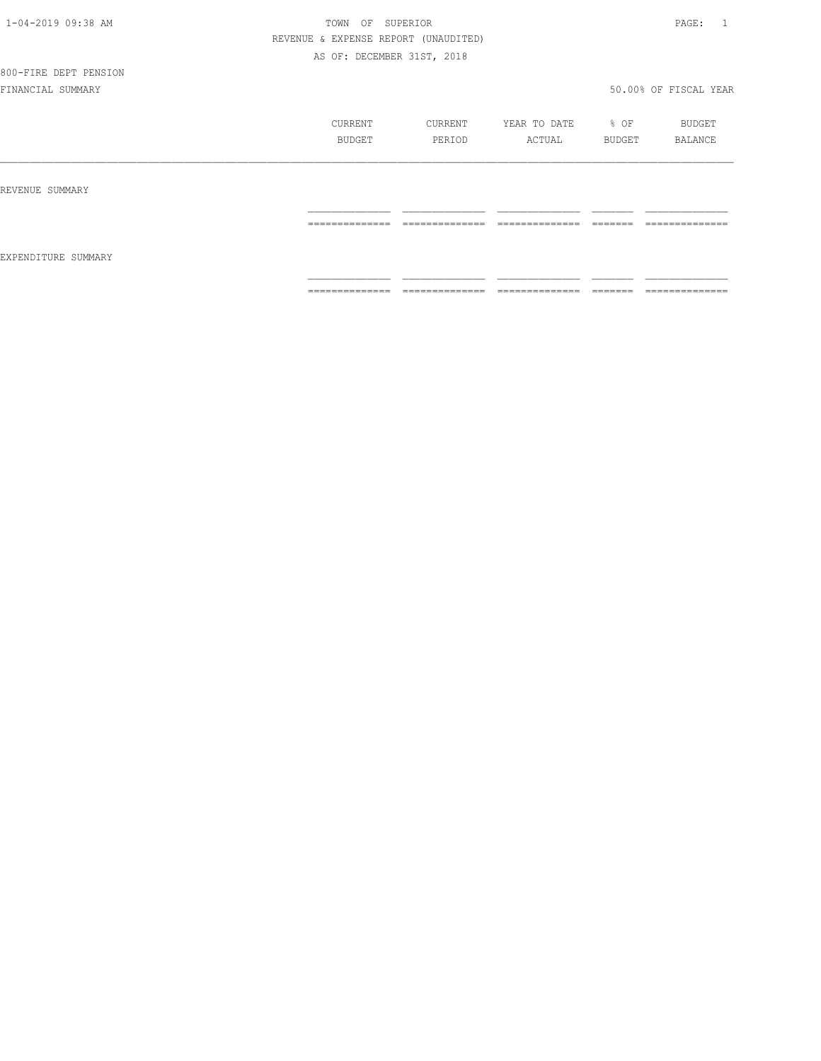TOWN OF SUPERIOR

REVENUE & EXPENSE REPORT (UNAUDITED)

AS OF: DECEMBER 31ST, 2018

800-FIRE DEPT PENSION

FINANCIAL SUMMARY

50.00% OF FISCAL YEAR

| | CURRENT BUDGET | CURRENT PERIOD | YEAR TO DATE ACTUAL | % OF BUDGET | BUDGET BALANCE |
|---|---|---|---|---|---|
| REVENUE SUMMARY | | | | | |
| EXPENDITURE SUMMARY | | | | | |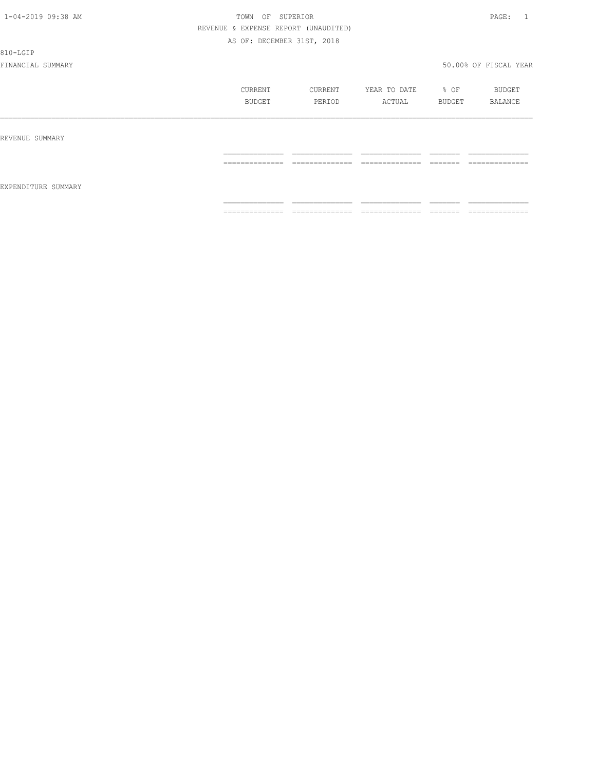810-LGIP

FINANCIAL SUMMARY 50.00% OF FISCAL YEAR

| | CURRENT BUDGET | CURRENT PERIOD | YEAR TO DATE ACTUAL | % OF BUDGET | BUDGET BALANCE |
|---|---|---|---|---|---|
| REVENUE SUMMARY | | | | | |
| EXPENDITURE SUMMARY | | | | | |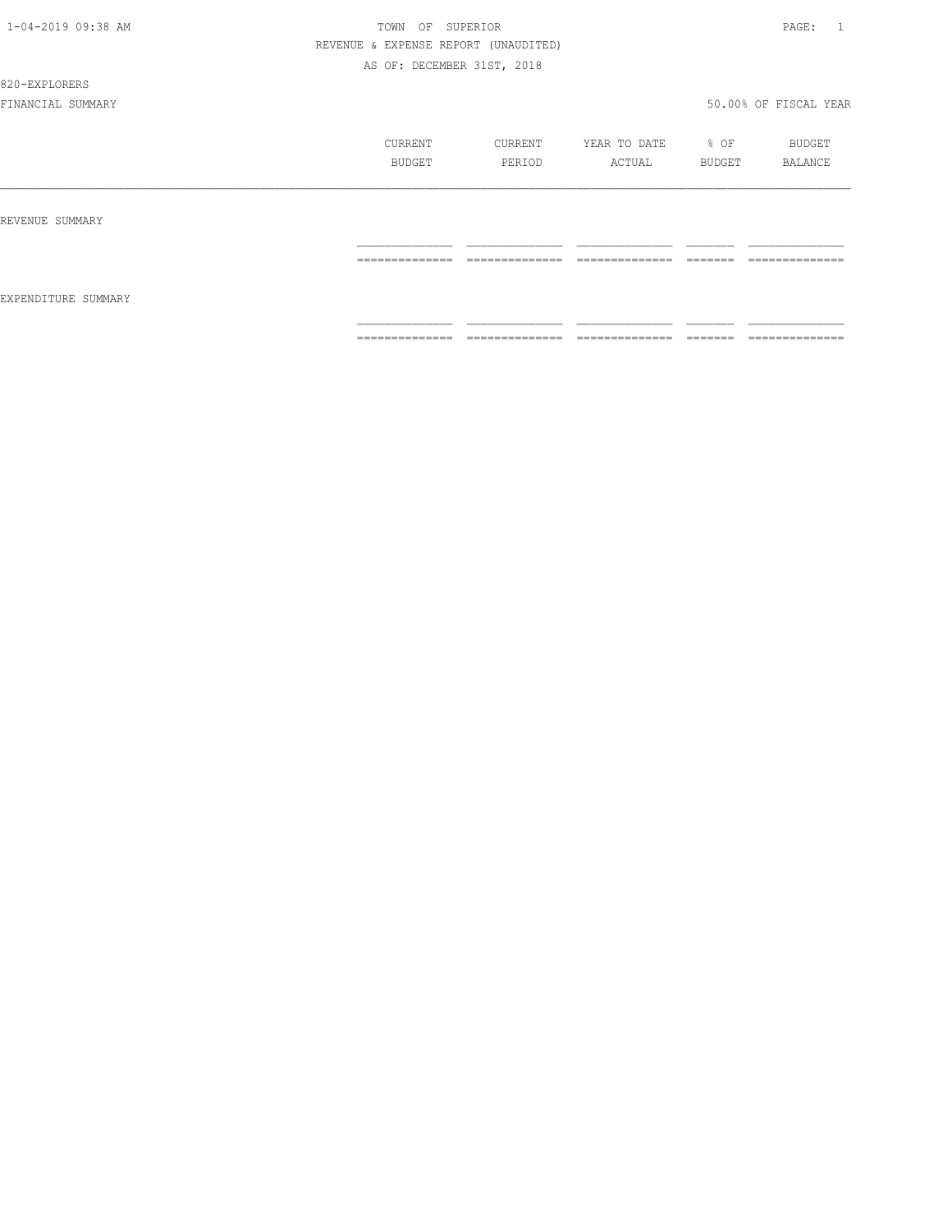TOWN OF SUPERIOR

REVENUE & EXPENSE REPORT (UNAUDITED)

AS OF: DECEMBER 31ST, 2018

820-EXPLORERS

FINANCIAL SUMMARY

50.00% OF FISCAL YEAR

| | CURRENT BUDGET | CURRENT PERIOD | YEAR TO DATE ACTUAL | % OF BUDGET | BUDGET BALANCE |
|---|---|---|---|---|---|
| REVENUE SUMMARY | | | | | |
| EXPENDITURE SUMMARY | | | | | |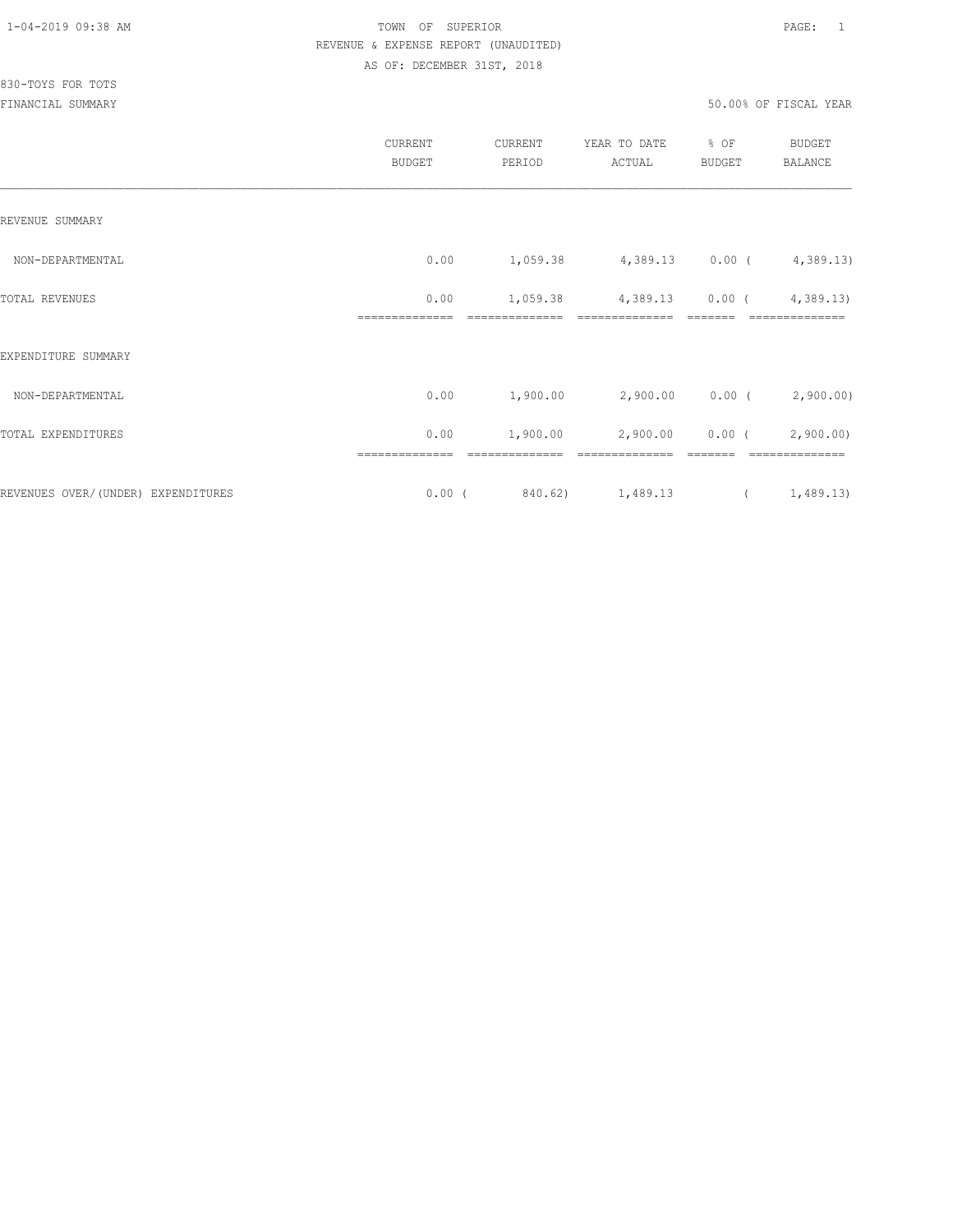TOWN OF SUPERIOR

REVENUE & EXPENSE REPORT (UNAUDITED)

AS OF: DECEMBER 31ST, 2018

830-TOYS FOR TOTS

FINANCIAL SUMMARY

50.00% OF FISCAL YEAR

| | CURRENT BUDGET | CURRENT PERIOD | YEAR TO DATE ACTUAL | % OF BUDGET | BUDGET BALANCE |
|---|---|---|---|---|---|
| REVENUE SUMMARY | | | | | |
| NON-DEPARTMENTAL | 0.00 | 1,059.38 | 4,389.13 | 0.00 | ( 4,389.13) |
| TOTAL REVENUES | 0.00 | 1,059.38 | 4,389.13 | 0.00 | ( 4,389.13) |
| EXPENDITURE SUMMARY | | | | | |
| NON-DEPARTMENTAL | 0.00 | 1,900.00 | 2,900.00 | 0.00 | ( 2,900.00) |
| TOTAL EXPENDITURES | 0.00 | 1,900.00 | 2,900.00 | 0.00 | ( 2,900.00) |
| REVENUES OVER/(UNDER) EXPENDITURES | 0.00 | ( 840.62) | 1,489.13 | | ( 1,489.13) |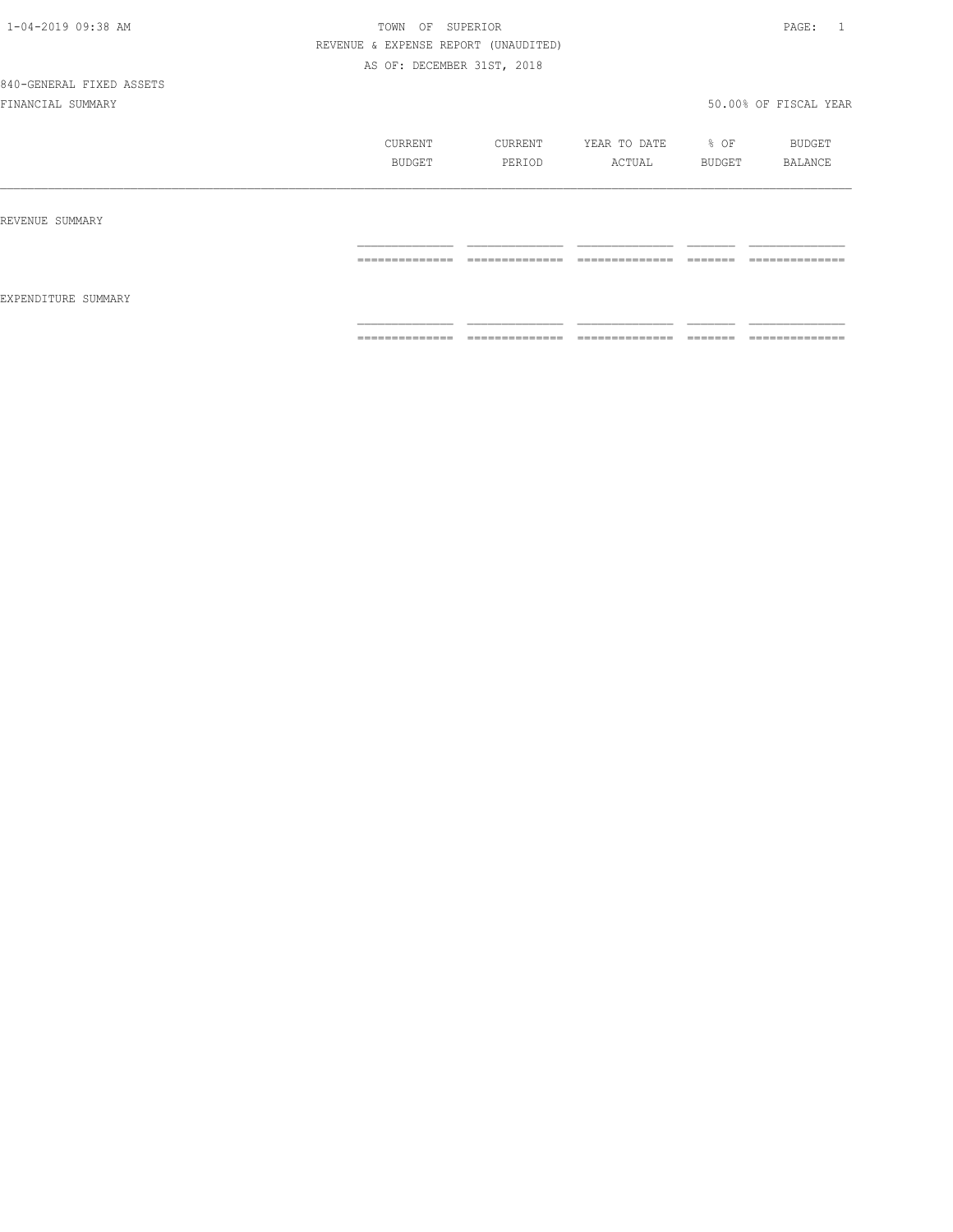TOWN OF SUPERIOR

REVENUE & EXPENSE REPORT (UNAUDITED)

AS OF: DECEMBER 31ST, 2018

840-GENERAL FIXED ASSETS

FINANCIAL SUMMARY

50.00% OF FISCAL YEAR

| | CURRENT BUDGET | CURRENT PERIOD | YEAR TO DATE ACTUAL | % OF BUDGET | BUDGET BALANCE |
|---|---|---|---|---|---|
| REVENUE SUMMARY | | | | | |
| EXPENDITURE SUMMARY | | | | | |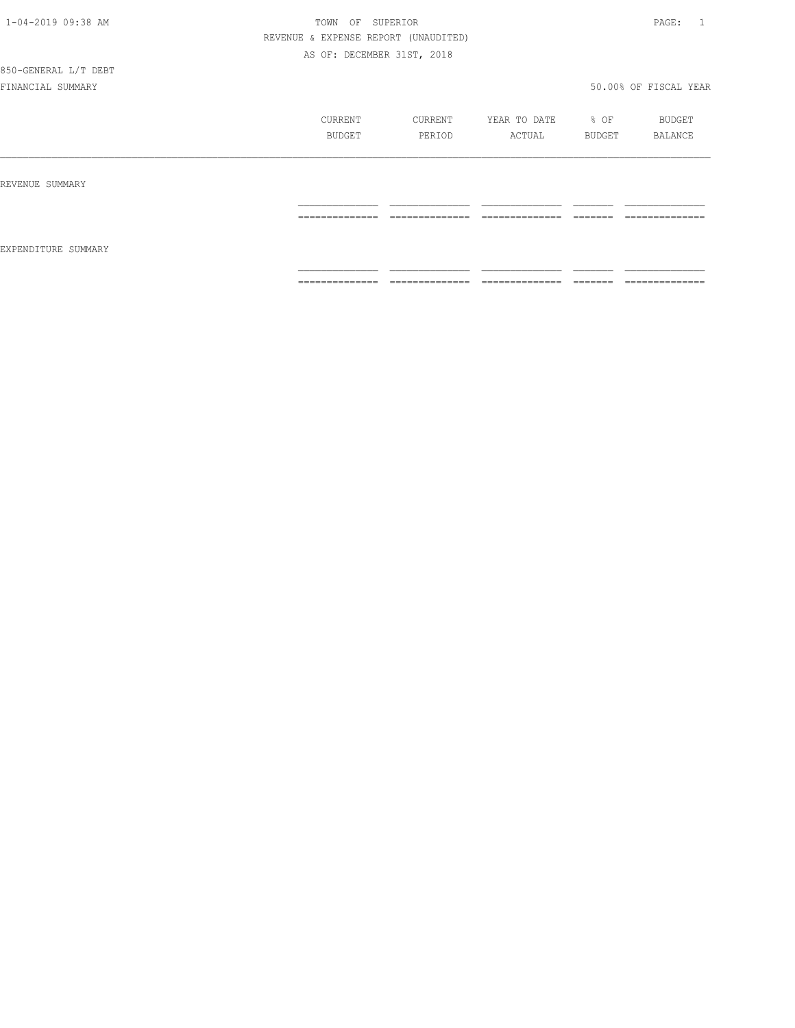1-04-2019 09:38 AM

TOWN OF SUPERIOR

REVENUE & EXPENSE REPORT (UNAUDITED)

AS OF: DECEMBER 31ST, 2018

850-GENERAL L/T DEBT

FINANCIAL SUMMARY

50.00% OF FISCAL YEAR

| | CURRENT BUDGET | CURRENT PERIOD | YEAR TO DATE ACTUAL | % OF BUDGET | BUDGET BALANCE |
|---|---|---|---|---|---|
| REVENUE SUMMARY | | | | | |
| | | | | | |
| EXPENDITURE SUMMARY | | | | | |
| | | | | | |